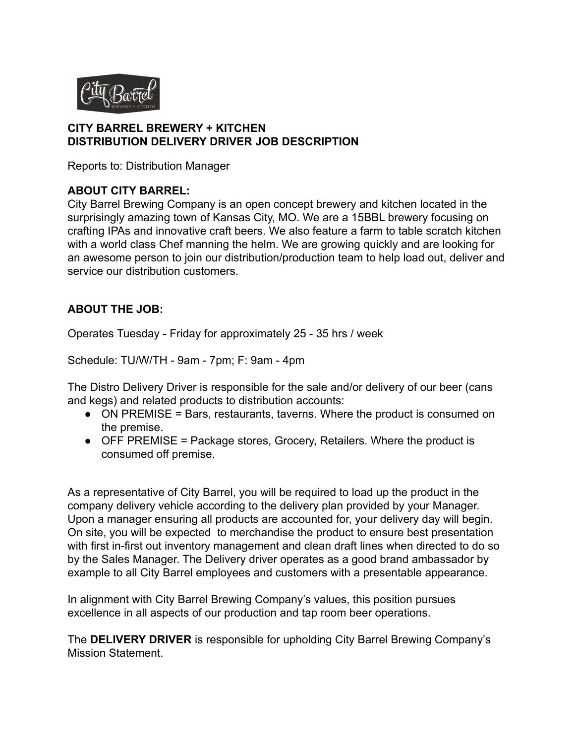**CITY BARREL BREWERY + KITCHEN**
**DISTRIBUTION DELIVERY DRIVER JOB DESCRIPTION**

Reports to: Distribution Manager

**ABOUT CITY BARREL:**

City Barrel Brewing Company is an open concept brewery and kitchen located in the surprisingly amazing town of Kansas City, MO. We are a 15BBL brewery focusing on crafting IPAs and innovative craft beers. We also feature a farm to table scratch kitchen with a world class Chef manning the helm. We are growing quickly and are looking for an awesome person to join our distribution/production team to help load out, deliver and service our distribution customers.

**ABOUT THE JOB:**

Operates Tuesday - Friday for approximately 25 - 35 hrs / week

Schedule: TU/W/TH - 9am - 7pm; F: 9am - 4pm

The Distro Delivery Driver is responsible for the sale and/or delivery of our beer (cans and kegs) and related products to distribution accounts:

- ON PREMISE = Bars, restaurants, taverns. Where the product is consumed on the premise.
- OFF PREMISE = Package stores, Grocery, Retailers. Where the product is consumed off premise.

As a representative of City Barrel, you will be required to load up the product in the company delivery vehicle according to the delivery plan provided by your Manager. Upon a manager ensuring all products are accounted for, your delivery day will begin. On site, you will be expected to merchandise the product to ensure best presentation with first in-first out inventory management and clean draft lines when directed to do so by the Sales Manager. The Delivery driver operates as a good brand ambassador by example to all City Barrel employees and customers with a presentable appearance.

In alignment with City Barrel Brewing Company's values, this position pursues excellence in all aspects of our production and tap room beer operations.

The **DELIVERY DRIVER** is responsible for upholding City Barrel Brewing Company's Mission Statement.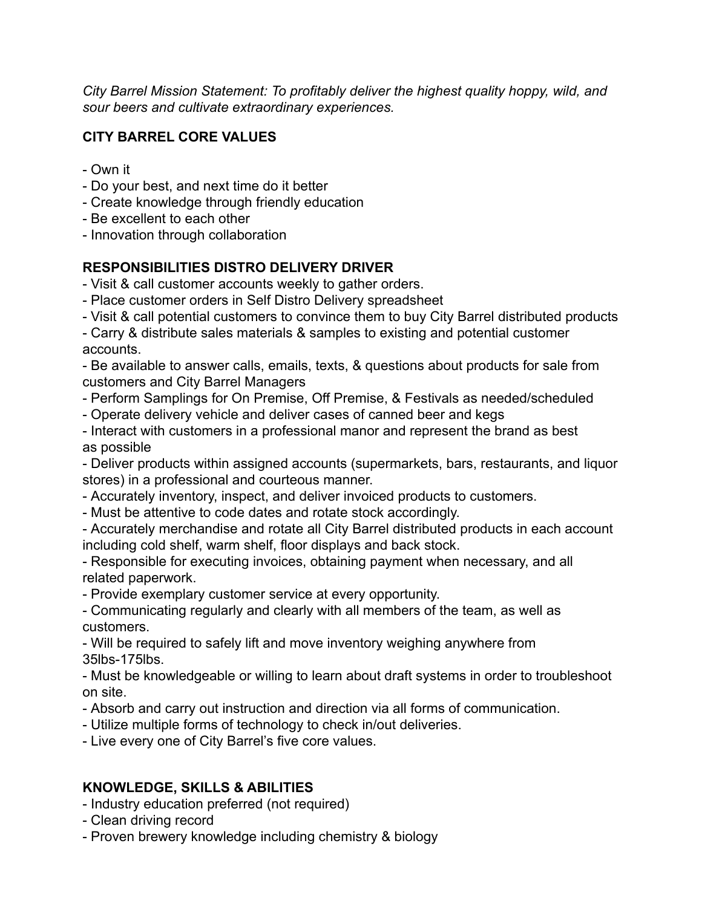*City Barrel Mission Statement: To profitably deliver the highest quality hoppy, wild, and sour beers and cultivate extraordinary experiences.*

**CITY BARREL CORE VALUES**

- Own it
- Do your best, and next time do it better
- Create knowledge through friendly education
- Be excellent to each other
- Innovation through collaboration

**RESPONSIBILITIES DISTRO DELIVERY DRIVER**

- Visit & call customer accounts weekly to gather orders.
- Place customer orders in Self Distro Delivery spreadsheet
- Visit & call potential customers to convince them to buy City Barrel distributed products
- Carry & distribute sales materials & samples to existing and potential customer accounts.
- Be available to answer calls, emails, texts, & questions about products for sale from customers and City Barrel Managers
- Perform Samplings for On Premise, Off Premise, & Festivals as needed/scheduled
- Operate delivery vehicle and deliver cases of canned beer and kegs
- Interact with customers in a professional manor and represent the brand as best as possible
- Deliver products within assigned accounts (supermarkets, bars, restaurants, and liquor stores) in a professional and courteous manner.
- Accurately inventory, inspect, and deliver invoiced products to customers.
- Must be attentive to code dates and rotate stock accordingly.
- Accurately merchandise and rotate all City Barrel distributed products in each account including cold shelf, warm shelf, floor displays and back stock.
- Responsible for executing invoices, obtaining payment when necessary, and all related paperwork.
- Provide exemplary customer service at every opportunity.
- Communicating regularly and clearly with all members of the team, as well as customers.
- Will be required to safely lift and move inventory weighing anywhere from 35lbs-175lbs.
- Must be knowledgeable or willing to learn about draft systems in order to troubleshoot on site.
- Absorb and carry out instruction and direction via all forms of communication.
- Utilize multiple forms of technology to check in/out deliveries.
- Live every one of City Barrel's five core values.

**KNOWLEDGE, SKILLS & ABILITIES**

- Industry education preferred (not required)
- Clean driving record
- Proven brewery knowledge including chemistry & biology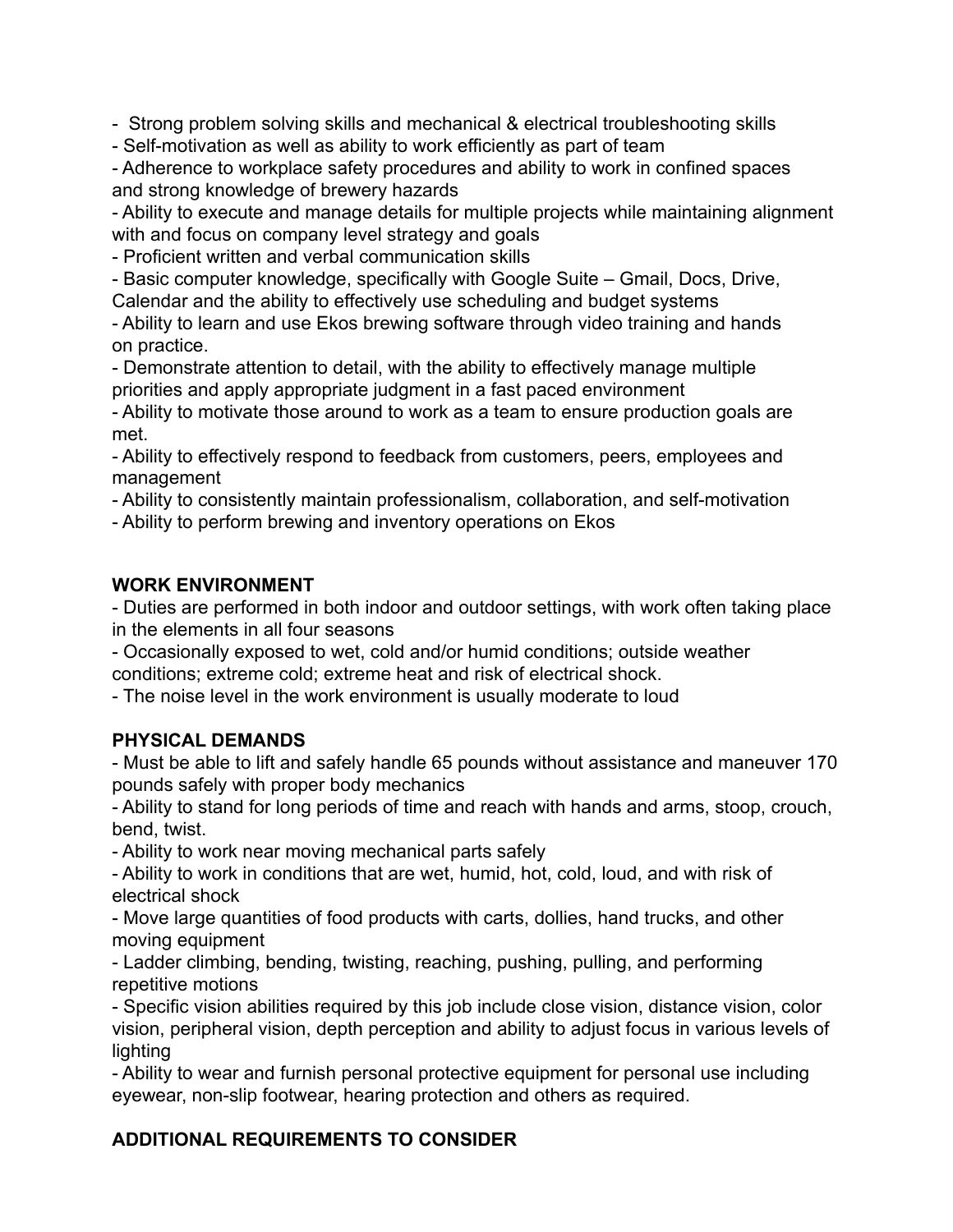- Strong problem solving skills and mechanical & electrical troubleshooting skills
- Self-motivation as well as ability to work efficiently as part of team
- Adherence to workplace safety procedures and ability to work in confined spaces and strong knowledge of brewery hazards
- Ability to execute and manage details for multiple projects while maintaining alignment with and focus on company level strategy and goals
- Proficient written and verbal communication skills
- Basic computer knowledge, specifically with Google Suite – Gmail, Docs, Drive, Calendar and the ability to effectively use scheduling and budget systems
- Ability to learn and use Ekos brewing software through video training and hands on practice.
- Demonstrate attention to detail, with the ability to effectively manage multiple priorities and apply appropriate judgment in a fast paced environment
- Ability to motivate those around to work as a team to ensure production goals are met.
- Ability to effectively respond to feedback from customers, peers, employees and management
- Ability to consistently maintain professionalism, collaboration, and self-motivation
- Ability to perform brewing and inventory operations on Ekos

**WORK ENVIRONMENT**

- Duties are performed in both indoor and outdoor settings, with work often taking place in the elements in all four seasons
- Occasionally exposed to wet, cold and/or humid conditions; outside weather conditions; extreme cold; extreme heat and risk of electrical shock.
- The noise level in the work environment is usually moderate to loud

**PHYSICAL DEMANDS**

- Must be able to lift and safely handle 65 pounds without assistance and maneuver 170 pounds safely with proper body mechanics
- Ability to stand for long periods of time and reach with hands and arms, stoop, crouch, bend, twist.
- Ability to work near moving mechanical parts safely
- Ability to work in conditions that are wet, humid, hot, cold, loud, and with risk of electrical shock
- Move large quantities of food products with carts, dollies, hand trucks, and other moving equipment
- Ladder climbing, bending, twisting, reaching, pushing, pulling, and performing repetitive motions
- Specific vision abilities required by this job include close vision, distance vision, color vision, peripheral vision, depth perception and ability to adjust focus in various levels of lighting
- Ability to wear and furnish personal protective equipment for personal use including eyewear, non-slip footwear, hearing protection and others as required.

**ADDITIONAL REQUIREMENTS TO CONSIDER**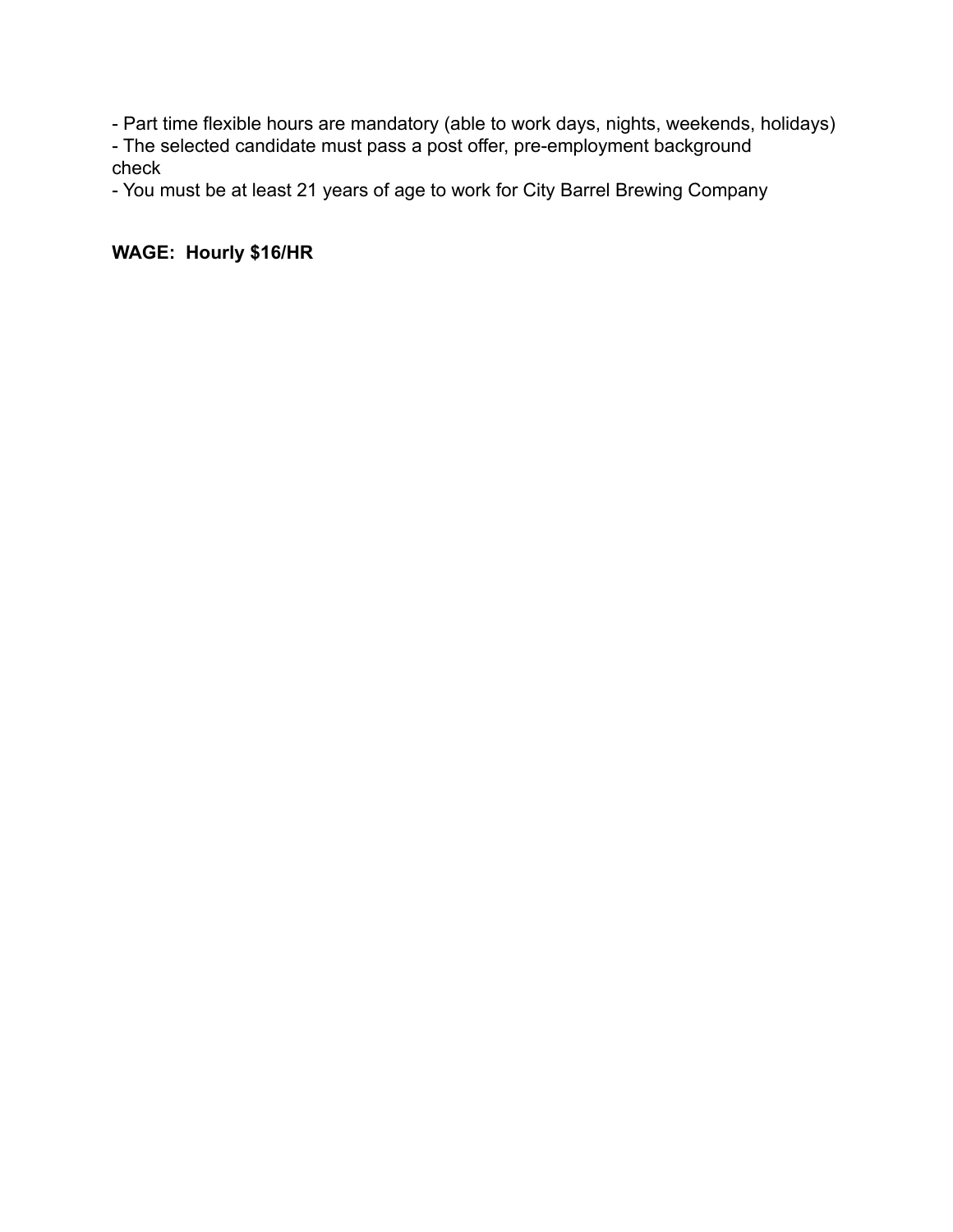- Part time flexible hours are mandatory (able to work days, nights, weekends, holidays)
- The selected candidate must pass a post offer, pre-employment background check
- You must be at least 21 years of age to work for City Barrel Brewing Company

**WAGE: Hourly $16/HR**